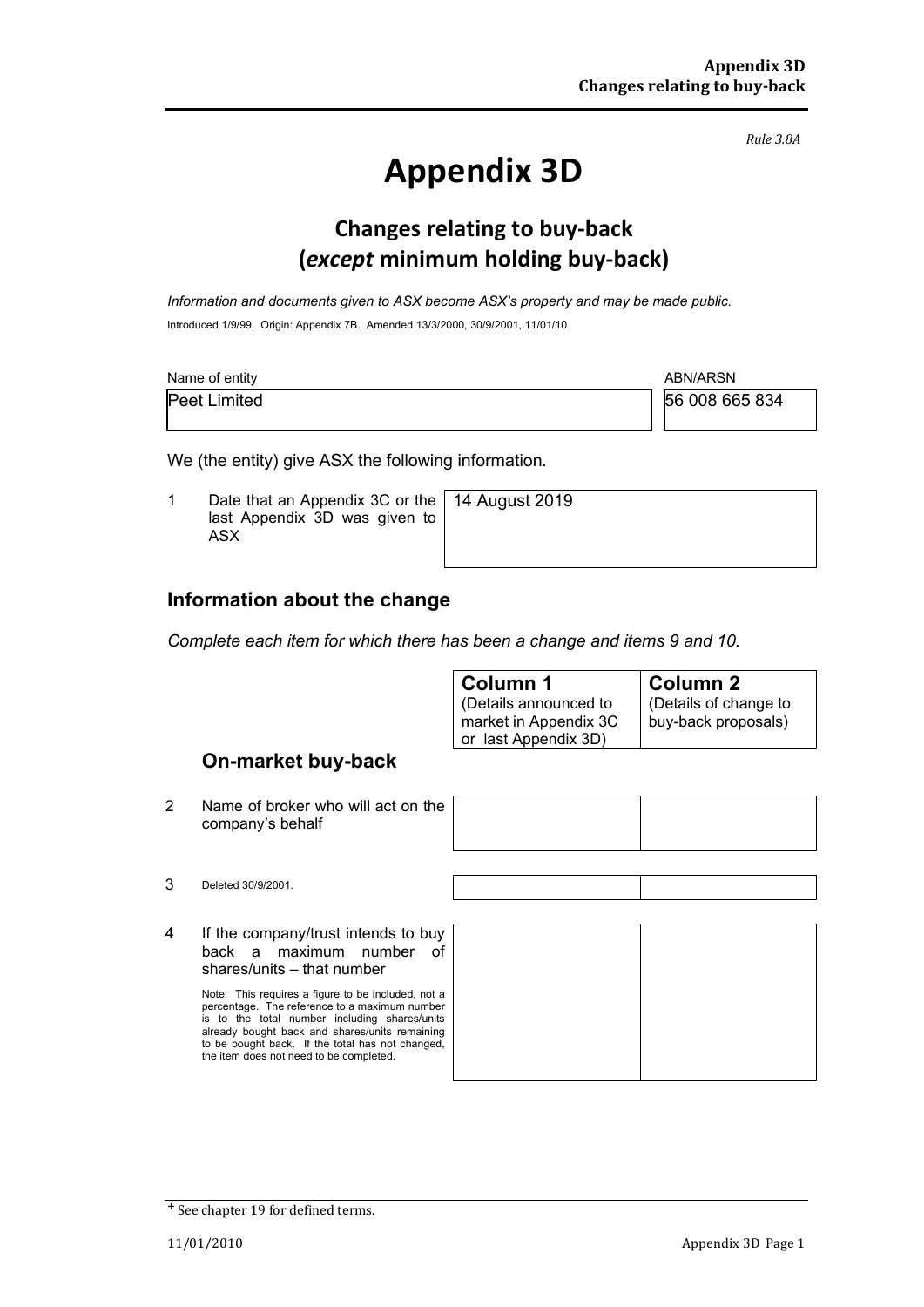*Rule 3.8A*

# Appendix 3D

## Changes relating to buy-back (*except* minimum holding buy-back)

*Information and documents given to ASX become ASX's property and may be made public.*

Introduced 1/9/99. Origin: Appendix 7B. Amended 13/3/2000, 30/9/2001, 11/01/10

| Name of entity | ABN/ARSN |
| --- | --- |
| Peet Limited | 56 008 665 834 |

We (the entity) give ASX the following information.

| | | |
| --- | --- | --- |
| 1 | Date that an Appendix 3C or the last Appendix 3D was given to ASX | 14 August 2019 |

## Information about the change

*Complete each item for which there has been a change and items 9 and 10.*

| | | Column 1 (Details announced to market in Appendix 3C or last Appendix 3D) | Column 2 (Details of change to buy-back proposals) |
| --- | --- | --- | --- |
| | **On-market buy-back** | | |
| 2 | Name of broker who will act on the company's behalf | | |
| 3 | Deleted 30/9/2001. | | |
| 4 | If the company/trust intends to buy back a maximum number of shares/units – that number<br><br>Note: This requires a figure to be included, not a percentage. The reference to a maximum number is to the total number including shares/units already bought back and shares/units remaining to be bought back. If the total has not changed, the item does not need to be completed. | | |

+ See chapter 19 for defined terms.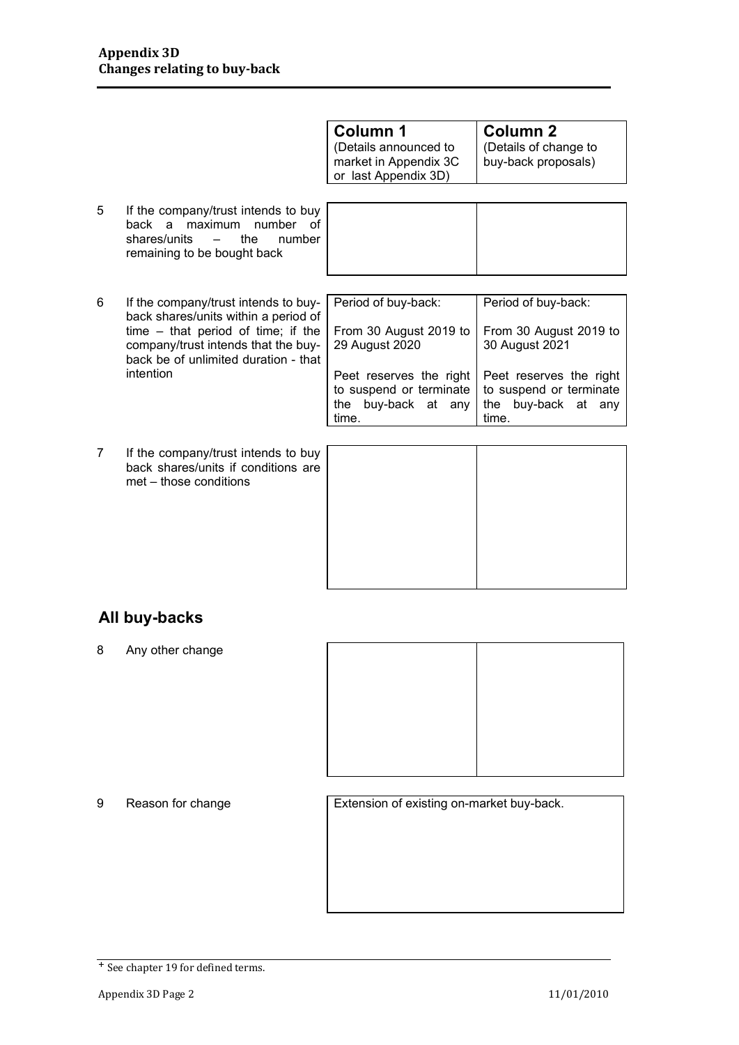**Appendix 3D**
**Changes relating to buy-back**

| | | Column 1 (Details announced to market in Appendix 3C or last Appendix 3D) | Column 2 (Details of change to buy-back proposals) |
|---|---|---|---|
| 5 | If the company/trust intends to buy back a maximum number of shares/units – the number remaining to be bought back | | |
| 6 | If the company/trust intends to buy-back shares/units within a period of time – that period of time; if the company/trust intends that the buy-back be of unlimited duration - that intention | Period of buy-back:<br><br>From 30 August 2019 to 29 August 2020<br><br>Peet reserves the right to suspend or terminate the buy-back at any time. | Period of buy-back:<br><br>From 30 August 2019 to 30 August 2021<br><br>Peet reserves the right to suspend or terminate the buy-back at any time. |
| 7 | If the company/trust intends to buy back shares/units if conditions are met – those conditions | | |

## All buy-backs

| | | Column 1 | Column 2 |
|---|---|---|---|
| 8 | Any other change | | |
| 9 | Reason for change | Extension of existing on-market buy-back. | |

+ See chapter 19 for defined terms.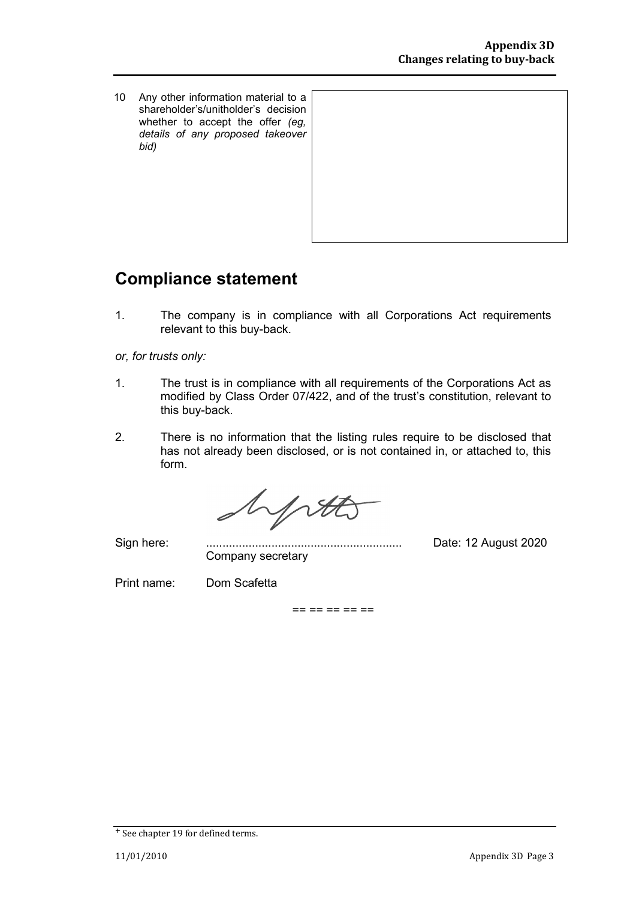| | |
|---|---|
| 10 Any other information material to a shareholder's/unitholder's decision whether to accept the offer *(eg, details of any proposed takeover bid)* | |

## Compliance statement

1. The company is in compliance with all Corporations Act requirements relevant to this buy-back.

*or, for trusts only:*

1. The trust is in compliance with all requirements of the Corporations Act as modified by Class Order 07/422, and of the trust's constitution, relevant to this buy-back.

2. There is no information that the listing rules require to be disclosed that has not already been disclosed, or is not contained in, or attached to, this form.

Sign here: ............................................................ Date: 12 August 2020
Company secretary

Print name: Dom Scafetta

== == == == ==

+ See chapter 19 for defined terms.